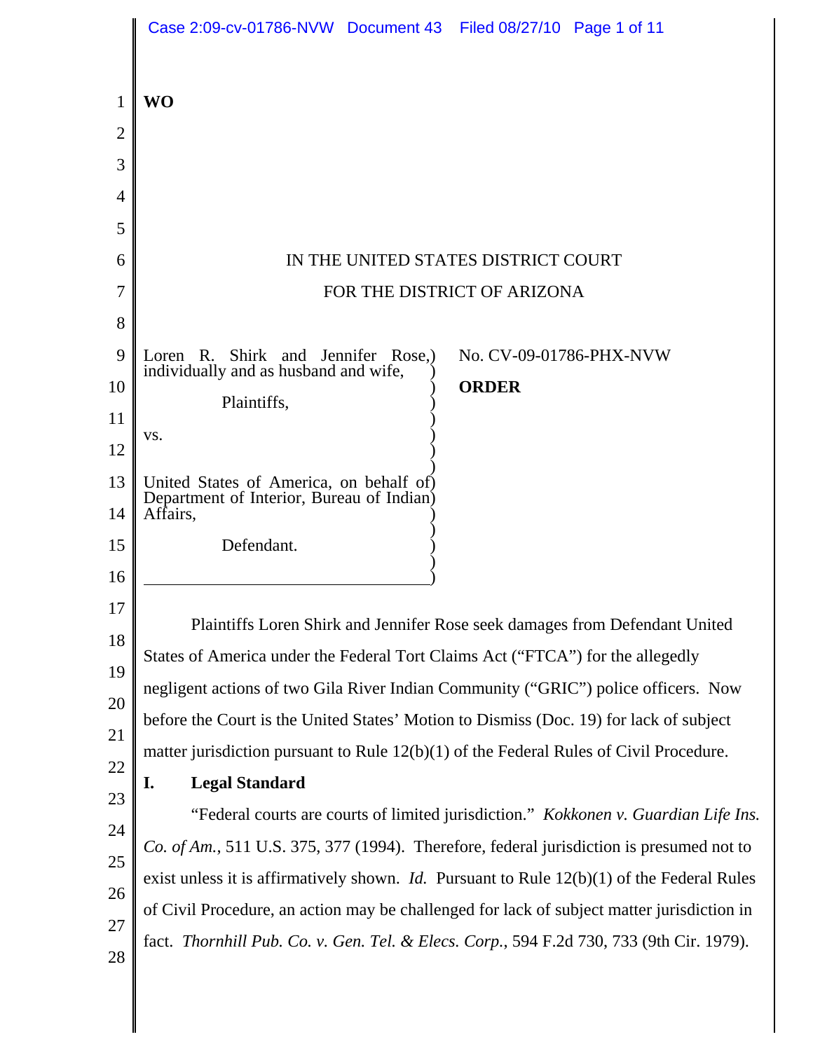WO

IN THE UNITED STATES DISTRICT COURT

FOR THE DISTRICT OF ARIZONA

Loren R. Shirk and Jennifer Rose, individually and as husband and wife,

Plaintiffs,

vs.

United States of America, on behalf of Department of Interior, Bureau of Indian Affairs,

Defendant.

No. CV-09-01786-PHX-NVW

**ORDER**

Plaintiffs Loren Shirk and Jennifer Rose seek damages from Defendant United States of America under the Federal Tort Claims Act ("FTCA") for the allegedly negligent actions of two Gila River Indian Community ("GRIC") police officers. Now before the Court is the United States' Motion to Dismiss (Doc. 19) for lack of subject matter jurisdiction pursuant to Rule 12(b)(1) of the Federal Rules of Civil Procedure.

## I. Legal Standard

"Federal courts are courts of limited jurisdiction." *Kokkonen v. Guardian Life Ins. Co. of Am.*, 511 U.S. 375, 377 (1994). Therefore, federal jurisdiction is presumed not to exist unless it is affirmatively shown. *Id.* Pursuant to Rule 12(b)(1) of the Federal Rules of Civil Procedure, an action may be challenged for lack of subject matter jurisdiction in fact. *Thornhill Pub. Co. v. Gen. Tel. & Elecs. Corp.*, 594 F.2d 730, 733 (9th Cir. 1979).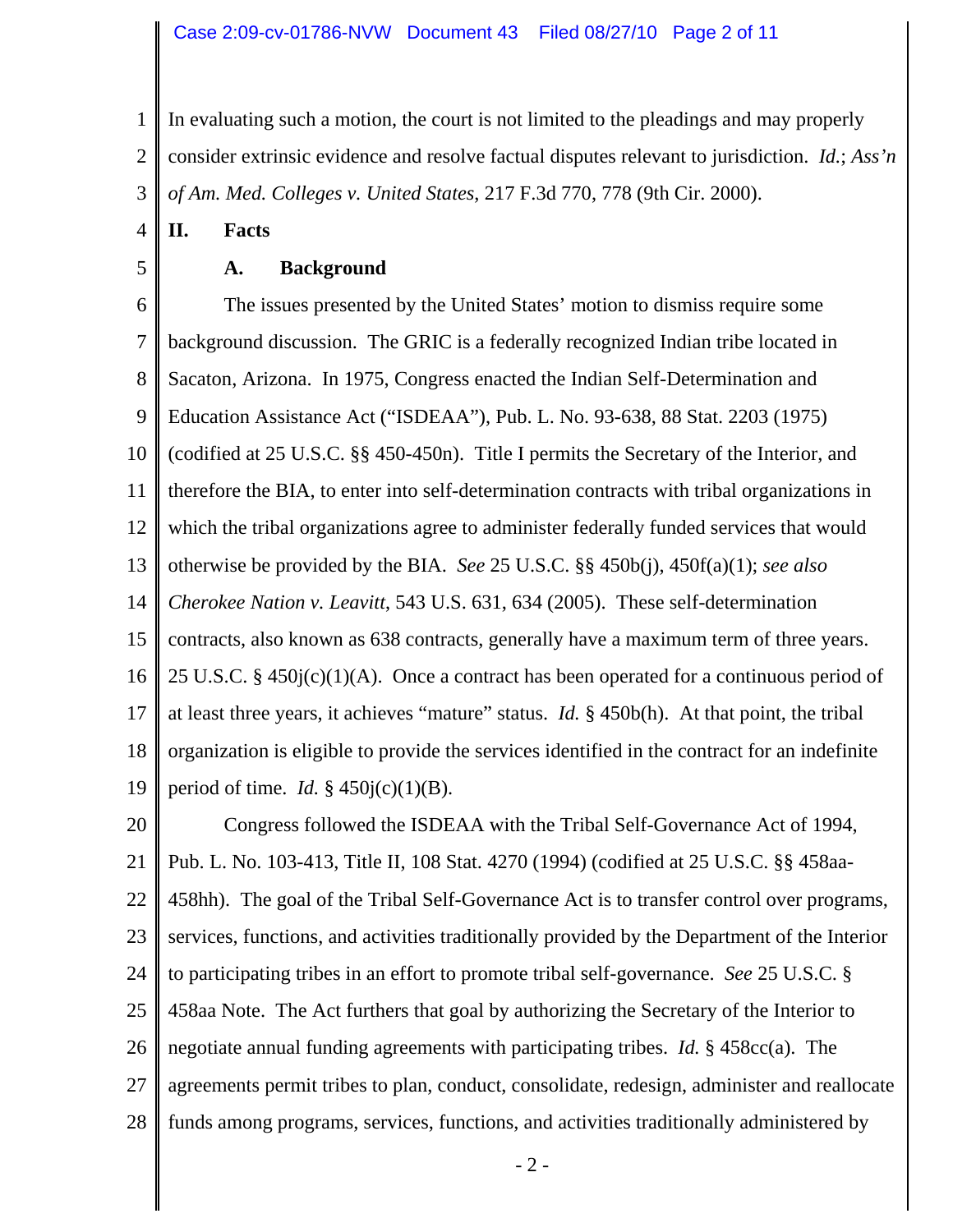In evaluating such a motion, the court is not limited to the pleadings and may properly consider extrinsic evidence and resolve factual disputes relevant to jurisdiction. *Id.*; *Ass'n of Am. Med. Colleges v. United States*, 217 F.3d 770, 778 (9th Cir. 2000).

## II. Facts

### A. Background

The issues presented by the United States' motion to dismiss require some background discussion. The GRIC is a federally recognized Indian tribe located in Sacaton, Arizona. In 1975, Congress enacted the Indian Self-Determination and Education Assistance Act ("ISDEAA"), Pub. L. No. 93-638, 88 Stat. 2203 (1975) (codified at 25 U.S.C. §§ 450-450n). Title I permits the Secretary of the Interior, and therefore the BIA, to enter into self-determination contracts with tribal organizations in which the tribal organizations agree to administer federally funded services that would otherwise be provided by the BIA. *See* 25 U.S.C. §§ 450b(j), 450f(a)(1); *see also Cherokee Nation v. Leavitt*, 543 U.S. 631, 634 (2005). These self-determination contracts, also known as 638 contracts, generally have a maximum term of three years. 25 U.S.C. § 450j(c)(1)(A). Once a contract has been operated for a continuous period of at least three years, it achieves "mature" status. *Id.* § 450b(h). At that point, the tribal organization is eligible to provide the services identified in the contract for an indefinite period of time. *Id.* § 450j(c)(1)(B).

Congress followed the ISDEAA with the Tribal Self-Governance Act of 1994, Pub. L. No. 103-413, Title II, 108 Stat. 4270 (1994) (codified at 25 U.S.C. §§ 458aa-458hh). The goal of the Tribal Self-Governance Act is to transfer control over programs, services, functions, and activities traditionally provided by the Department of the Interior to participating tribes in an effort to promote tribal self-governance. *See* 25 U.S.C. § 458aa Note. The Act furthers that goal by authorizing the Secretary of the Interior to negotiate annual funding agreements with participating tribes. *Id.* § 458cc(a). The agreements permit tribes to plan, conduct, consolidate, redesign, administer and reallocate funds among programs, services, functions, and activities traditionally administered by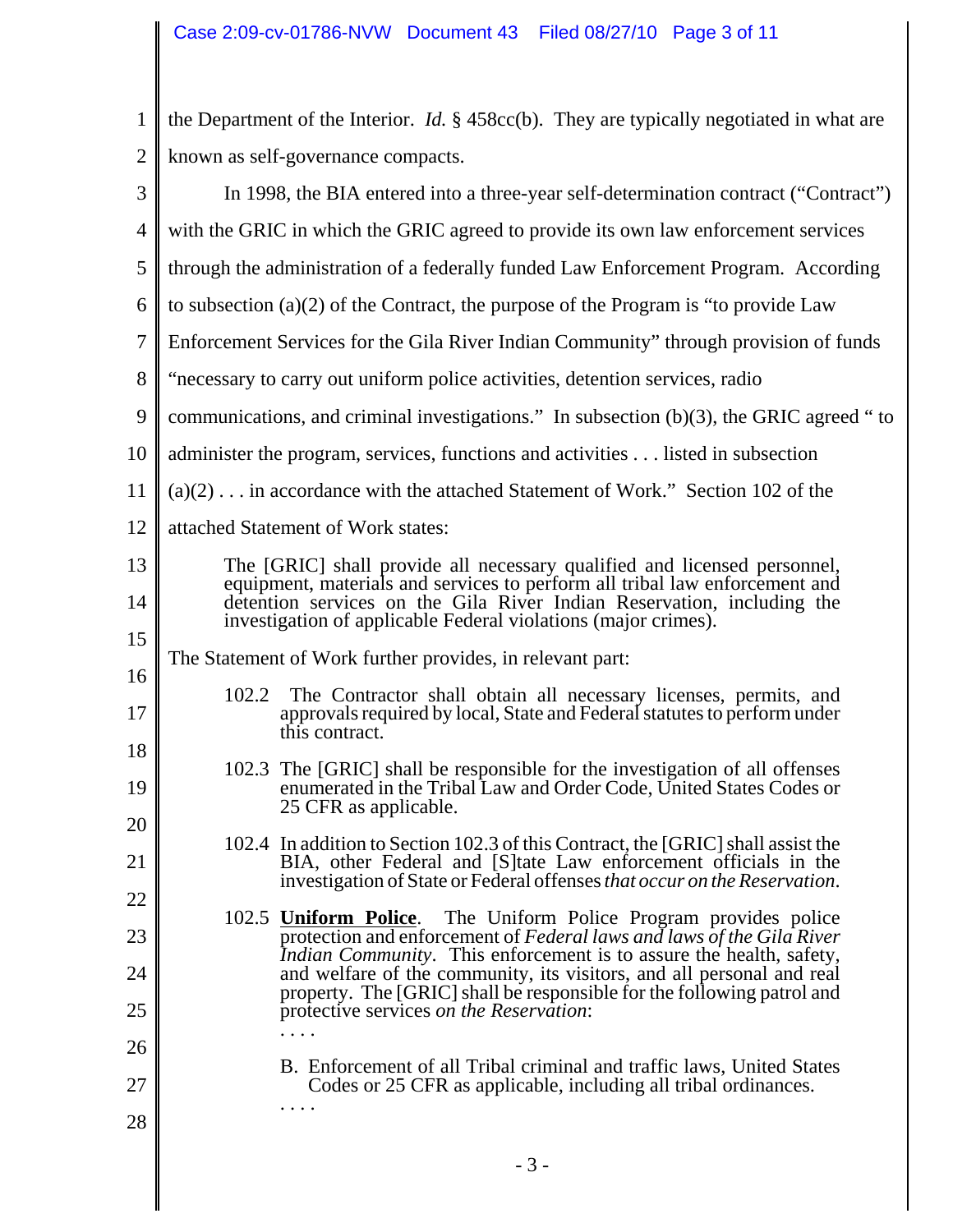the Department of the Interior. *Id.* § 458cc(b). They are typically negotiated in what are known as self-governance compacts.

In 1998, the BIA entered into a three-year self-determination contract ("Contract") with the GRIC in which the GRIC agreed to provide its own law enforcement services through the administration of a federally funded Law Enforcement Program. According to subsection (a)(2) of the Contract, the purpose of the Program is "to provide Law Enforcement Services for the Gila River Indian Community" through provision of funds "necessary to carry out uniform police activities, detention services, radio communications, and criminal investigations." In subsection (b)(3), the GRIC agreed " to administer the program, services, functions and activities . . . listed in subsection (a)(2) . . . in accordance with the attached Statement of Work." Section 102 of the attached Statement of Work states:

> The [GRIC] shall provide all necessary qualified and licensed personnel, equipment, materials and services to perform all tribal law enforcement and detention services on the Gila River Indian Reservation, including the investigation of applicable Federal violations (major crimes).

The Statement of Work further provides, in relevant part:

> 102.2 The Contractor shall obtain all necessary licenses, permits, and approvals required by local, State and Federal statutes to perform under this contract.
>
> 102.3 The [GRIC] shall be responsible for the investigation of all offenses enumerated in the Tribal Law and Order Code, United States Codes or 25 CFR as applicable.
>
> 102.4 In addition to Section 102.3 of this Contract, the [GRIC] shall assist the BIA, other Federal and [S]tate Law enforcement officials in the investigation of State or Federal offenses *that occur on the Reservation*.
>
> 102.5 **Uniform Police**. The Uniform Police Program provides police protection and enforcement of *Federal laws and laws of the Gila River Indian Community*. This enforcement is to assure the health, safety, and welfare of the community, its visitors, and all personal and real property. The [GRIC] shall be responsible for the following patrol and protective services *on the Reservation*:
>
> . . . .
>
> B. Enforcement of all Tribal criminal and traffic laws, United States Codes or 25 CFR as applicable, including all tribal ordinances.
>
> . . . .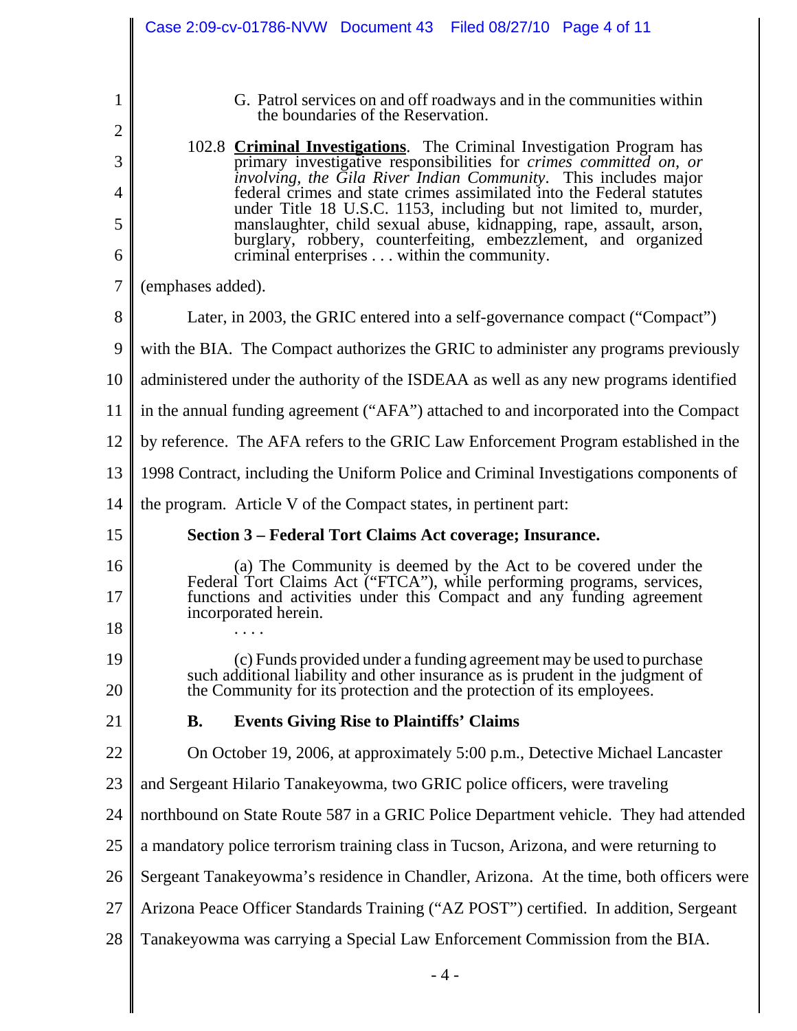> G. Patrol services on and off roadways and in the communities within the boundaries of the Reservation.
>
> 102.8 **Criminal Investigations**. The Criminal Investigation Program has primary investigative responsibilities for *crimes committed on, or involving, the Gila River Indian Community*. This includes major federal crimes and state crimes assimilated into the Federal statutes under Title 18 U.S.C. 1153, including but not limited to, murder, manslaughter, child sexual abuse, kidnapping, rape, assault, arson, burglary, robbery, counterfeiting, embezzlement, and organized criminal enterprises . . . within the community.

(emphases added).

Later, in 2003, the GRIC entered into a self-governance compact ("Compact") with the BIA. The Compact authorizes the GRIC to administer any programs previously administered under the authority of the ISDEAA as well as any new programs identified in the annual funding agreement ("AFA") attached to and incorporated into the Compact by reference. The AFA refers to the GRIC Law Enforcement Program established in the 1998 Contract, including the Uniform Police and Criminal Investigations components of the program. Article V of the Compact states, in pertinent part:

> **Section 3 – Federal Tort Claims Act coverage; Insurance.**
>
> (a) The Community is deemed by the Act to be covered under the Federal Tort Claims Act ("FTCA"), while performing programs, services, functions and activities under this Compact and any funding agreement incorporated herein.
>
> . . . .
>
> (c) Funds provided under a funding agreement may be used to purchase such additional liability and other insurance as is prudent in the judgment of the Community for its protection and the protection of its employees.

**B. Events Giving Rise to Plaintiffs' Claims**

On October 19, 2006, at approximately 5:00 p.m., Detective Michael Lancaster and Sergeant Hilario Tanakeyowma, two GRIC police officers, were traveling northbound on State Route 587 in a GRIC Police Department vehicle. They had attended a mandatory police terrorism training class in Tucson, Arizona, and were returning to Sergeant Tanakeyowma's residence in Chandler, Arizona. At the time, both officers were Arizona Peace Officer Standards Training ("AZ POST") certified. In addition, Sergeant Tanakeyowma was carrying a Special Law Enforcement Commission from the BIA.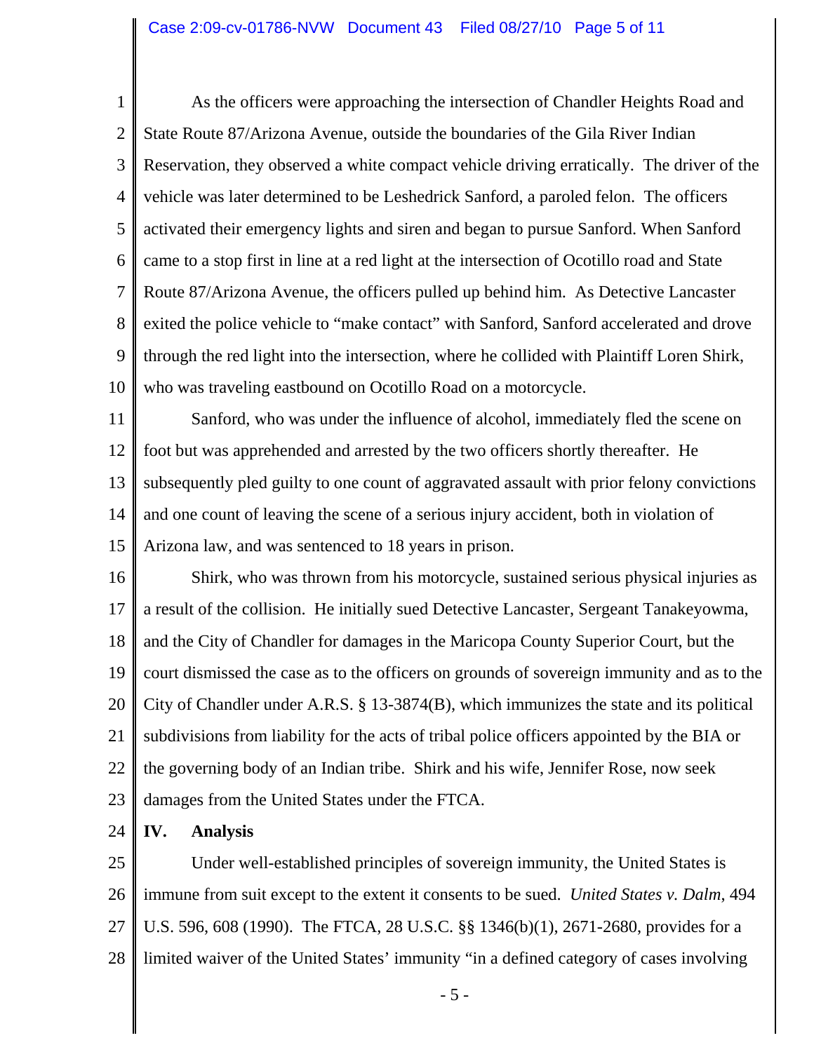As the officers were approaching the intersection of Chandler Heights Road and State Route 87/Arizona Avenue, outside the boundaries of the Gila River Indian Reservation, they observed a white compact vehicle driving erratically. The driver of the vehicle was later determined to be Leshedrick Sanford, a paroled felon. The officers activated their emergency lights and siren and began to pursue Sanford. When Sanford came to a stop first in line at a red light at the intersection of Ocotillo road and State Route 87/Arizona Avenue, the officers pulled up behind him. As Detective Lancaster exited the police vehicle to "make contact" with Sanford, Sanford accelerated and drove through the red light into the intersection, where he collided with Plaintiff Loren Shirk, who was traveling eastbound on Ocotillo Road on a motorcycle.

Sanford, who was under the influence of alcohol, immediately fled the scene on foot but was apprehended and arrested by the two officers shortly thereafter. He subsequently pled guilty to one count of aggravated assault with prior felony convictions and one count of leaving the scene of a serious injury accident, both in violation of Arizona law, and was sentenced to 18 years in prison.

Shirk, who was thrown from his motorcycle, sustained serious physical injuries as a result of the collision. He initially sued Detective Lancaster, Sergeant Tanakeyowma, and the City of Chandler for damages in the Maricopa County Superior Court, but the court dismissed the case as to the officers on grounds of sovereign immunity and as to the City of Chandler under A.R.S. § 13-3874(B), which immunizes the state and its political subdivisions from liability for the acts of tribal police officers appointed by the BIA or the governing body of an Indian tribe. Shirk and his wife, Jennifer Rose, now seek damages from the United States under the FTCA.

## IV. Analysis

Under well-established principles of sovereign immunity, the United States is immune from suit except to the extent it consents to be sued. *United States v. Dalm*, 494 U.S. 596, 608 (1990). The FTCA, 28 U.S.C. §§ 1346(b)(1), 2671-2680, provides for a limited waiver of the United States' immunity "in a defined category of cases involving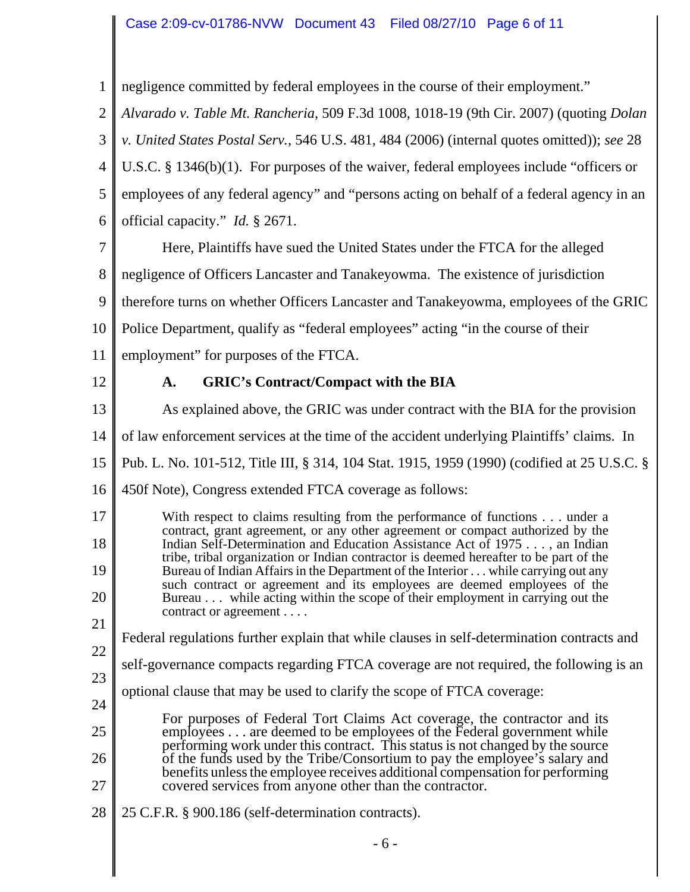negligence committed by federal employees in the course of their employment." *Alvarado v. Table Mt. Rancheria*, 509 F.3d 1008, 1018-19 (9th Cir. 2007) (quoting *Dolan v. United States Postal Serv.*, 546 U.S. 481, 484 (2006) (internal quotes omitted)); *see* 28 U.S.C. § 1346(b)(1). For purposes of the waiver, federal employees include "officers or employees of any federal agency" and "persons acting on behalf of a federal agency in an official capacity." *Id.* § 2671.

Here, Plaintiffs have sued the United States under the FTCA for the alleged negligence of Officers Lancaster and Tanakeyowma. The existence of jurisdiction therefore turns on whether Officers Lancaster and Tanakeyowma, employees of the GRIC Police Department, qualify as "federal employees" acting "in the course of their employment" for purposes of the FTCA.

### A. GRIC's Contract/Compact with the BIA

As explained above, the GRIC was under contract with the BIA for the provision of law enforcement services at the time of the accident underlying Plaintiffs' claims. In Pub. L. No. 101-512, Title III, § 314, 104 Stat. 1915, 1959 (1990) (codified at 25 U.S.C. § 450f Note), Congress extended FTCA coverage as follows:

> With respect to claims resulting from the performance of functions . . . under a contract, grant agreement, or any other agreement or compact authorized by the Indian Self-Determination and Education Assistance Act of 1975 . . . , an Indian tribe, tribal organization or Indian contractor is deemed hereafter to be part of the Bureau of Indian Affairs in the Department of the Interior . . . while carrying out any such contract or agreement and its employees are deemed employees of the Bureau . . . while acting within the scope of their employment in carrying out the contract or agreement . . . .

Federal regulations further explain that while clauses in self-determination contracts and self-governance compacts regarding FTCA coverage are not required, the following is an optional clause that may be used to clarify the scope of FTCA coverage:

> For purposes of Federal Tort Claims Act coverage, the contractor and its employees . . . are deemed to be employees of the Federal government while performing work under this contract. This status is not changed by the source of the funds used by the Tribe/Consortium to pay the employee's salary and benefits unless the employee receives additional compensation for performing covered services from anyone other than the contractor.

25 C.F.R. § 900.186 (self-determination contracts).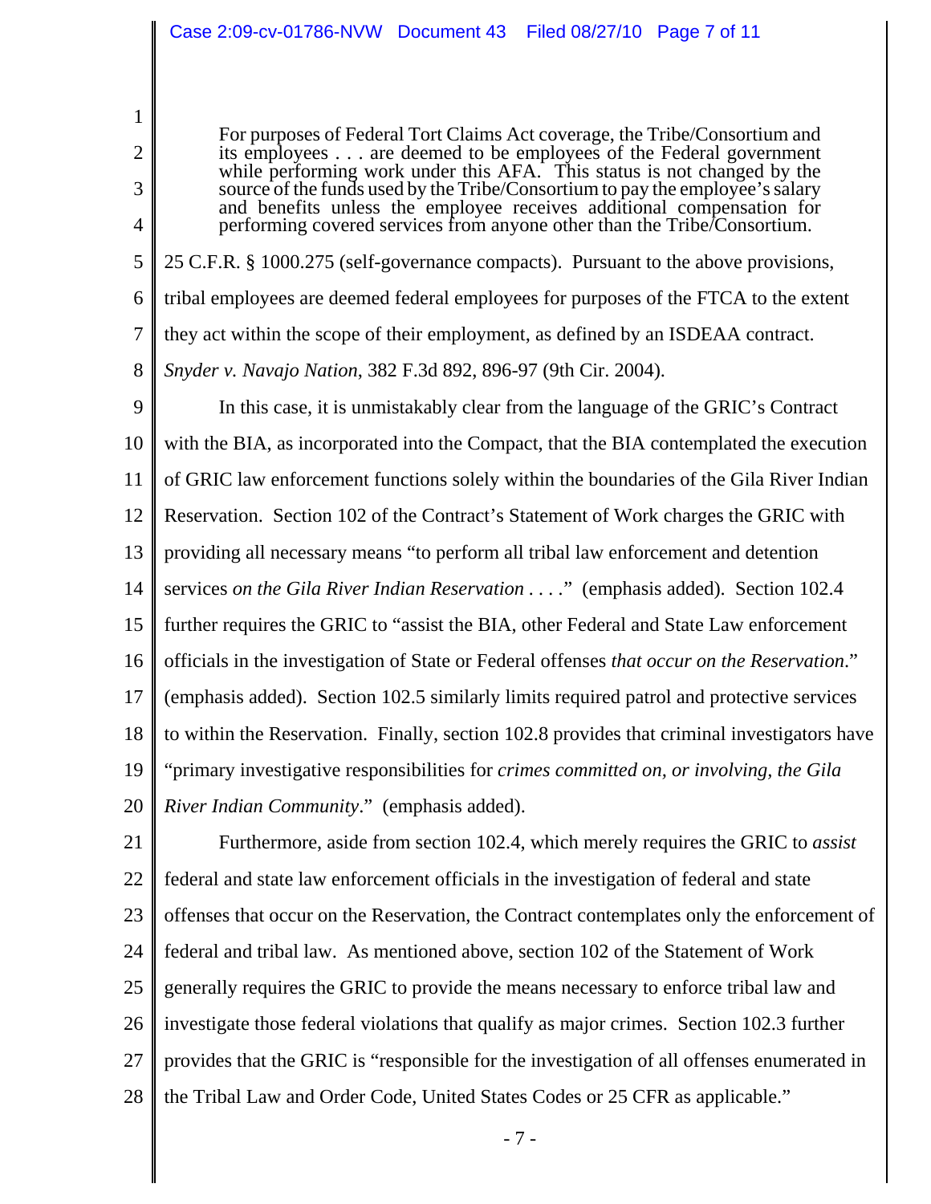> For purposes of Federal Tort Claims Act coverage, the Tribe/Consortium and its employees . . . are deemed to be employees of the Federal government while performing work under this AFA. This status is not changed by the source of the funds used by the Tribe/Consortium to pay the employee's salary and benefits unless the employee receives additional compensation for performing covered services from anyone other than the Tribe/Consortium.

25 C.F.R. § 1000.275 (self-governance compacts). Pursuant to the above provisions, tribal employees are deemed federal employees for purposes of the FTCA to the extent they act within the scope of their employment, as defined by an ISDEAA contract. *Snyder v. Navajo Nation*, 382 F.3d 892, 896-97 (9th Cir. 2004).

In this case, it is unmistakably clear from the language of the GRIC's Contract with the BIA, as incorporated into the Compact, that the BIA contemplated the execution of GRIC law enforcement functions solely within the boundaries of the Gila River Indian Reservation. Section 102 of the Contract's Statement of Work charges the GRIC with providing all necessary means "to perform all tribal law enforcement and detention services *on the Gila River Indian Reservation* . . . ." (emphasis added). Section 102.4 further requires the GRIC to "assist the BIA, other Federal and State Law enforcement officials in the investigation of State or Federal offenses *that occur on the Reservation*." (emphasis added). Section 102.5 similarly limits required patrol and protective services to within the Reservation. Finally, section 102.8 provides that criminal investigators have "primary investigative responsibilities for *crimes committed on, or involving, the Gila River Indian Community*." (emphasis added).

Furthermore, aside from section 102.4, which merely requires the GRIC to *assist* federal and state law enforcement officials in the investigation of federal and state offenses that occur on the Reservation, the Contract contemplates only the enforcement of federal and tribal law. As mentioned above, section 102 of the Statement of Work generally requires the GRIC to provide the means necessary to enforce tribal law and investigate those federal violations that qualify as major crimes. Section 102.3 further provides that the GRIC is "responsible for the investigation of all offenses enumerated in the Tribal Law and Order Code, United States Codes or 25 CFR as applicable."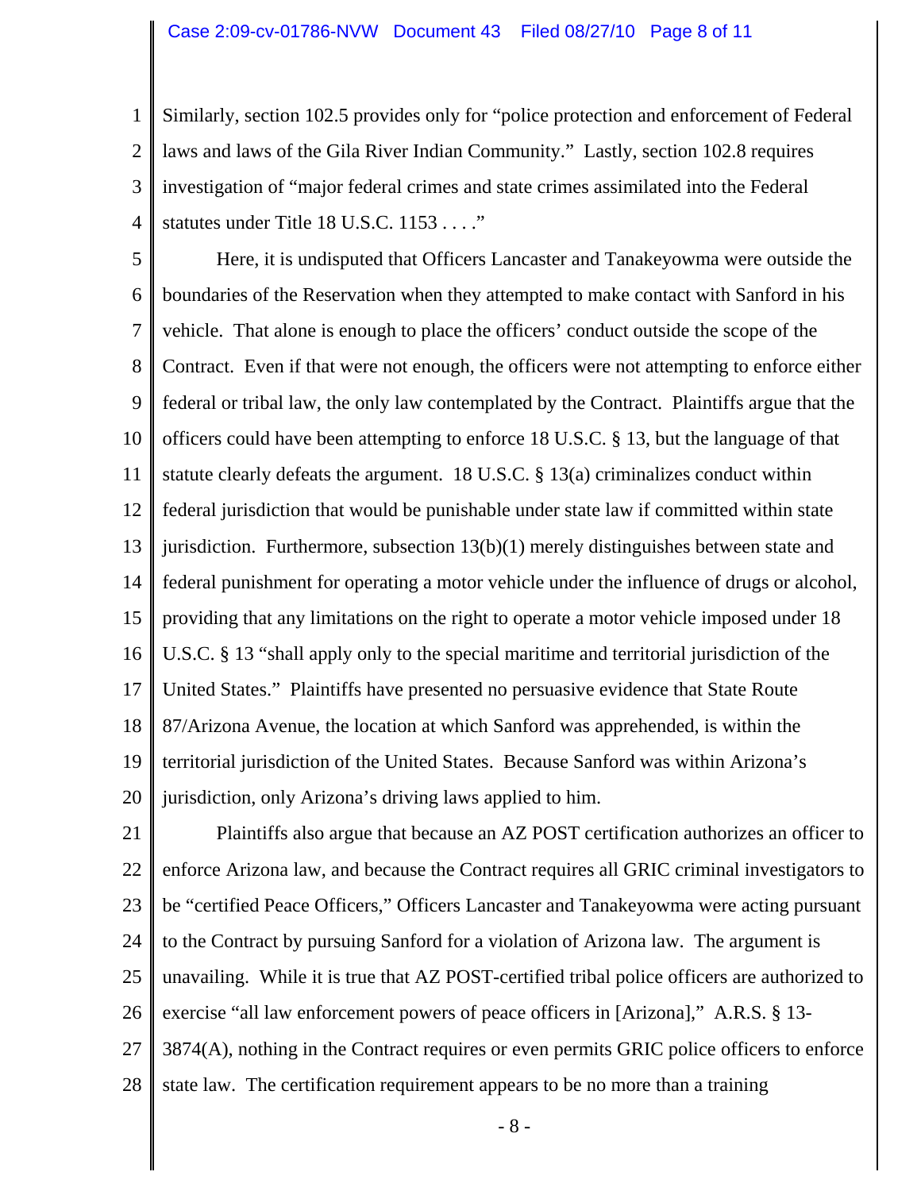Similarly, section 102.5 provides only for "police protection and enforcement of Federal laws and laws of the Gila River Indian Community." Lastly, section 102.8 requires investigation of "major federal crimes and state crimes assimilated into the Federal statutes under Title 18 U.S.C. 1153 . . . ."

Here, it is undisputed that Officers Lancaster and Tanakeyowma were outside the boundaries of the Reservation when they attempted to make contact with Sanford in his vehicle. That alone is enough to place the officers' conduct outside the scope of the Contract. Even if that were not enough, the officers were not attempting to enforce either federal or tribal law, the only law contemplated by the Contract. Plaintiffs argue that the officers could have been attempting to enforce 18 U.S.C. § 13, but the language of that statute clearly defeats the argument. 18 U.S.C. § 13(a) criminalizes conduct within federal jurisdiction that would be punishable under state law if committed within state jurisdiction. Furthermore, subsection 13(b)(1) merely distinguishes between state and federal punishment for operating a motor vehicle under the influence of drugs or alcohol, providing that any limitations on the right to operate a motor vehicle imposed under 18 U.S.C. § 13 "shall apply only to the special maritime and territorial jurisdiction of the United States." Plaintiffs have presented no persuasive evidence that State Route 87/Arizona Avenue, the location at which Sanford was apprehended, is within the territorial jurisdiction of the United States. Because Sanford was within Arizona's jurisdiction, only Arizona's driving laws applied to him.

Plaintiffs also argue that because an AZ POST certification authorizes an officer to enforce Arizona law, and because the Contract requires all GRIC criminal investigators to be "certified Peace Officers," Officers Lancaster and Tanakeyowma were acting pursuant to the Contract by pursuing Sanford for a violation of Arizona law. The argument is unavailing. While it is true that AZ POST-certified tribal police officers are authorized to exercise "all law enforcement powers of peace officers in [Arizona]," A.R.S. § 13-3874(A), nothing in the Contract requires or even permits GRIC police officers to enforce state law. The certification requirement appears to be no more than a training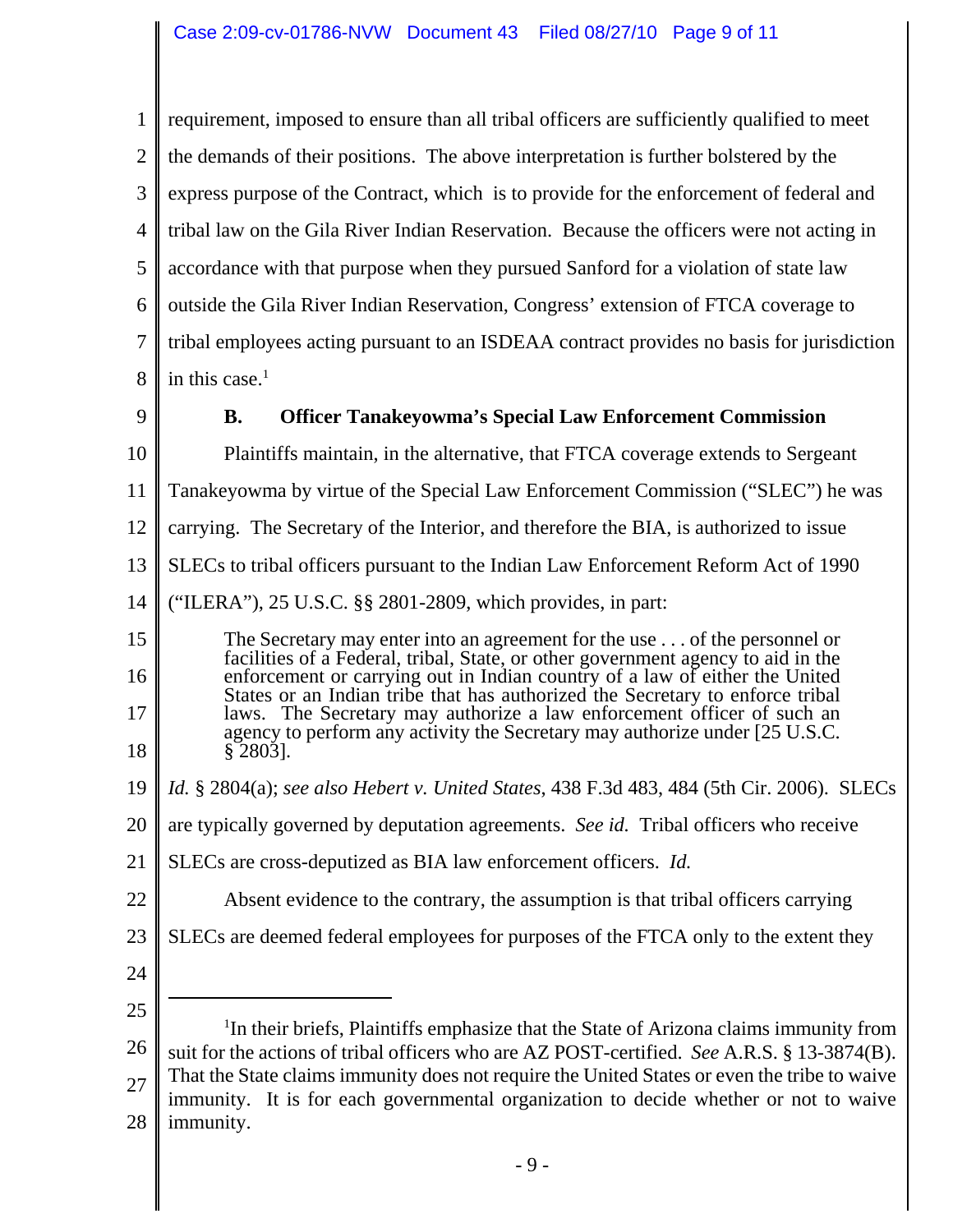requirement, imposed to ensure than all tribal officers are sufficiently qualified to meet the demands of their positions. The above interpretation is further bolstered by the express purpose of the Contract, which is to provide for the enforcement of federal and tribal law on the Gila River Indian Reservation. Because the officers were not acting in accordance with that purpose when they pursued Sanford for a violation of state law outside the Gila River Indian Reservation, Congress' extension of FTCA coverage to tribal employees acting pursuant to an ISDEAA contract provides no basis for jurisdiction in this case.[1]

**B. Officer Tanakeyowma's Special Law Enforcement Commission**

Plaintiffs maintain, in the alternative, that FTCA coverage extends to Sergeant Tanakeyowma by virtue of the Special Law Enforcement Commission ("SLEC") he was carrying. The Secretary of the Interior, and therefore the BIA, is authorized to issue SLECs to tribal officers pursuant to the Indian Law Enforcement Reform Act of 1990 ("ILERA"), 25 U.S.C. §§ 2801-2809, which provides, in part:

> The Secretary may enter into an agreement for the use . . . of the personnel or facilities of a Federal, tribal, State, or other government agency to aid in the enforcement or carrying out in Indian country of a law of either the United States or an Indian tribe that has authorized the Secretary to enforce tribal laws. The Secretary may authorize a law enforcement officer of such an agency to perform any activity the Secretary may authorize under [25 U.S.C. § 2803].

*Id.* § 2804(a); *see also Hebert v. United States*, 438 F.3d 483, 484 (5th Cir. 2006). SLECs are typically governed by deputation agreements. *See id.* Tribal officers who receive SLECs are cross-deputized as BIA law enforcement officers. *Id.*

Absent evidence to the contrary, the assumption is that tribal officers carrying SLECs are deemed federal employees for purposes of the FTCA only to the extent they

---

[1] In their briefs, Plaintiffs emphasize that the State of Arizona claims immunity from suit for the actions of tribal officers who are AZ POST-certified. *See* A.R.S. § 13-3874(B). That the State claims immunity does not require the United States or even the tribe to waive immunity. It is for each governmental organization to decide whether or not to waive immunity.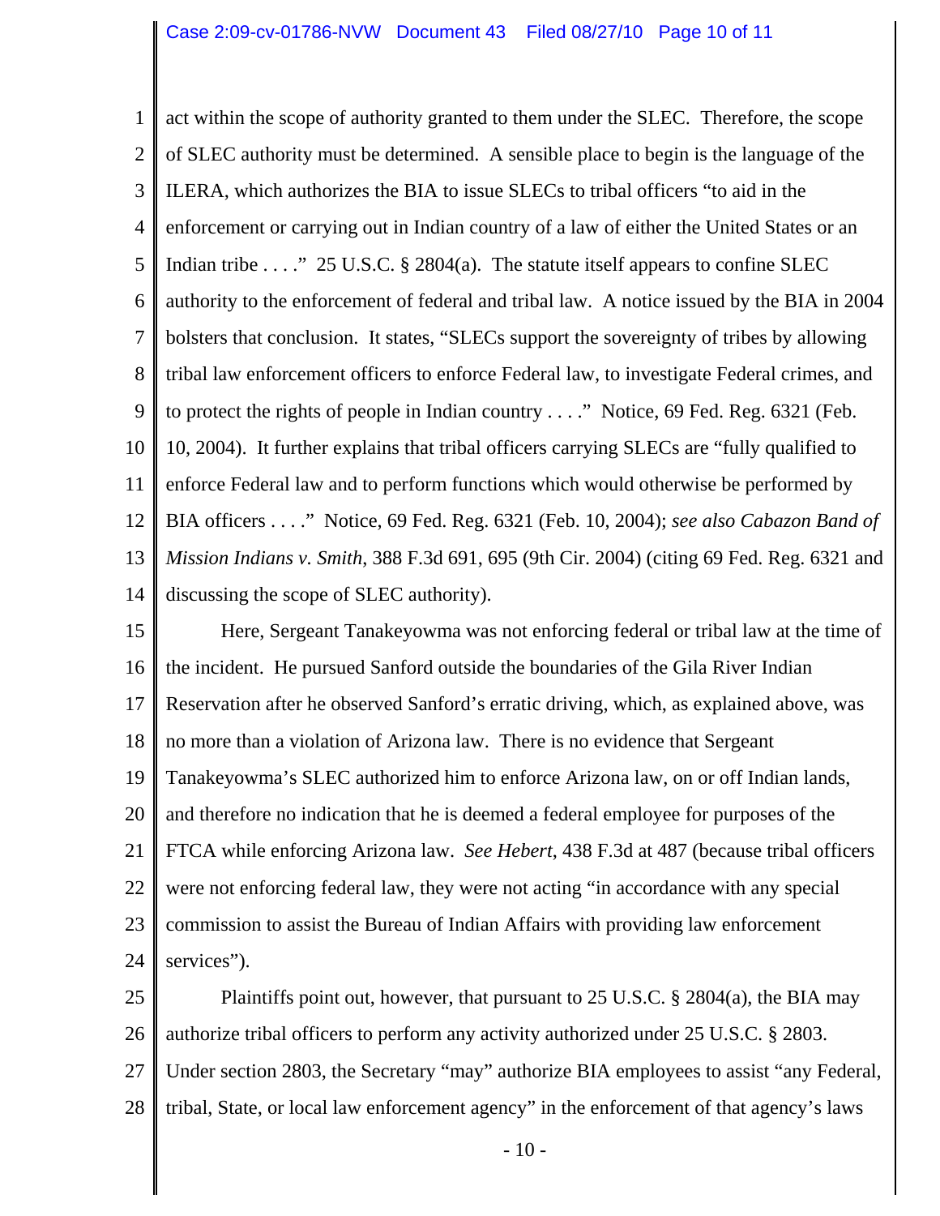act within the scope of authority granted to them under the SLEC. Therefore, the scope of SLEC authority must be determined. A sensible place to begin is the language of the ILERA, which authorizes the BIA to issue SLECs to tribal officers "to aid in the enforcement or carrying out in Indian country of a law of either the United States or an Indian tribe . . . ." 25 U.S.C. § 2804(a). The statute itself appears to confine SLEC authority to the enforcement of federal and tribal law. A notice issued by the BIA in 2004 bolsters that conclusion. It states, "SLECs support the sovereignty of tribes by allowing tribal law enforcement officers to enforce Federal law, to investigate Federal crimes, and to protect the rights of people in Indian country . . . ." Notice, 69 Fed. Reg. 6321 (Feb. 10, 2004). It further explains that tribal officers carrying SLECs are "fully qualified to enforce Federal law and to perform functions which would otherwise be performed by BIA officers . . . ." Notice, 69 Fed. Reg. 6321 (Feb. 10, 2004); *see also Cabazon Band of Mission Indians v. Smith*, 388 F.3d 691, 695 (9th Cir. 2004) (citing 69 Fed. Reg. 6321 and discussing the scope of SLEC authority).

Here, Sergeant Tanakeyowma was not enforcing federal or tribal law at the time of the incident. He pursued Sanford outside the boundaries of the Gila River Indian Reservation after he observed Sanford's erratic driving, which, as explained above, was no more than a violation of Arizona law. There is no evidence that Sergeant Tanakeyowma's SLEC authorized him to enforce Arizona law, on or off Indian lands, and therefore no indication that he is deemed a federal employee for purposes of the FTCA while enforcing Arizona law. *See Hebert*, 438 F.3d at 487 (because tribal officers were not enforcing federal law, they were not acting "in accordance with any special commission to assist the Bureau of Indian Affairs with providing law enforcement services").

Plaintiffs point out, however, that pursuant to 25 U.S.C. § 2804(a), the BIA may authorize tribal officers to perform any activity authorized under 25 U.S.C. § 2803. Under section 2803, the Secretary "may" authorize BIA employees to assist "any Federal, tribal, State, or local law enforcement agency" in the enforcement of that agency's laws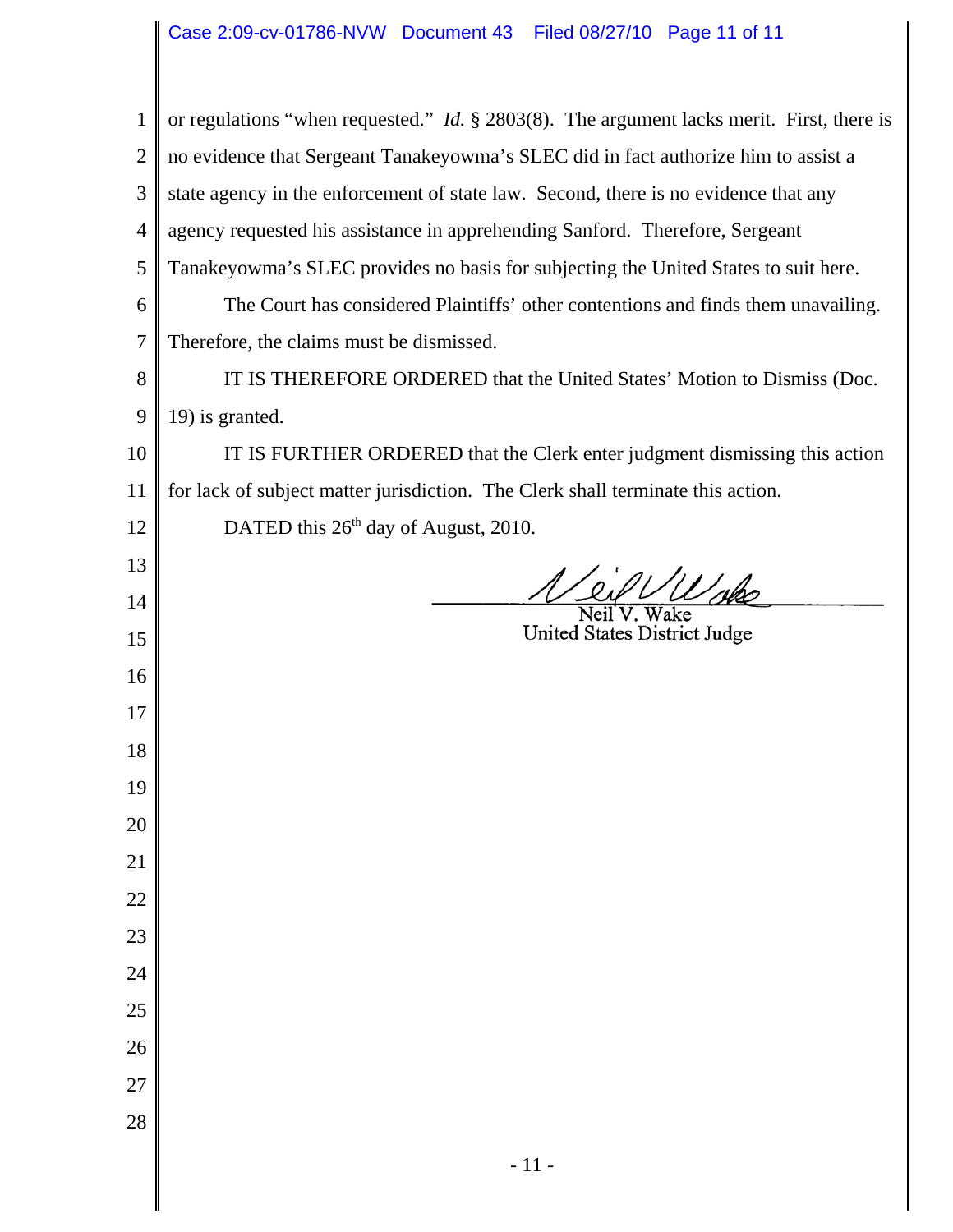or regulations "when requested." *Id.* § 2803(8). The argument lacks merit. First, there is no evidence that Sergeant Tanakeyowma's SLEC did in fact authorize him to assist a state agency in the enforcement of state law. Second, there is no evidence that any agency requested his assistance in apprehending Sanford. Therefore, Sergeant Tanakeyowma's SLEC provides no basis for subjecting the United States to suit here.

The Court has considered Plaintiffs' other contentions and finds them unavailing. Therefore, the claims must be dismissed.

IT IS THEREFORE ORDERED that the United States' Motion to Dismiss (Doc. 19) is granted.

IT IS FURTHER ORDERED that the Clerk enter judgment dismissing this action for lack of subject matter jurisdiction. The Clerk shall terminate this action.

DATED this 26th day of August, 2010.

Neil V. Wake
United States District Judge